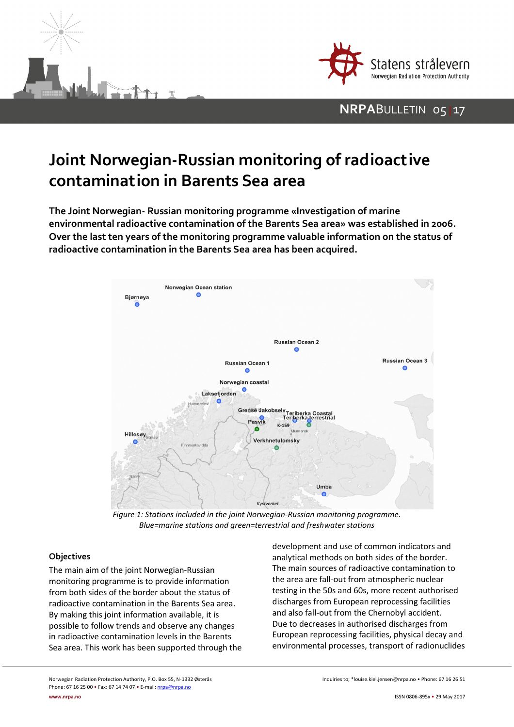# Joint Norwegian-Russian monitoring of radioactive contamination in Barents Sea area

**The Joint Norwegian- Russian monitoring programme «Investigation of marine environmental radioactive contamination of the Barents Sea area» was established in 2006. Over the last ten years of the monitoring programme valuable information on the status of radioactive contamination in the Barents Sea area has been acquired.**

*Figure 1: Stations included in the joint Norwegian-Russian monitoring programme. Blue=marine stations and green=terrestrial and freshwater stations*

## Objectives

The main aim of the joint Norwegian-Russian monitoring programme is to provide information from both sides of the border about the status of radioactive contamination in the Barents Sea area. By making this joint information available, it is possible to follow trends and observe any changes in radioactive contamination levels in the Barents Sea area. This work has been supported through the development and use of common indicators and analytical methods on both sides of the border. The main sources of radioactive contamination to the area are fall-out from atmospheric nuclear testing in the 50s and 60s, more recent authorised discharges from European reprocessing facilities and also fall-out from the Chernobyl accident. Due to decreases in authorised discharges from European reprocessing facilities, physical decay and environmental processes, transport of radionuclides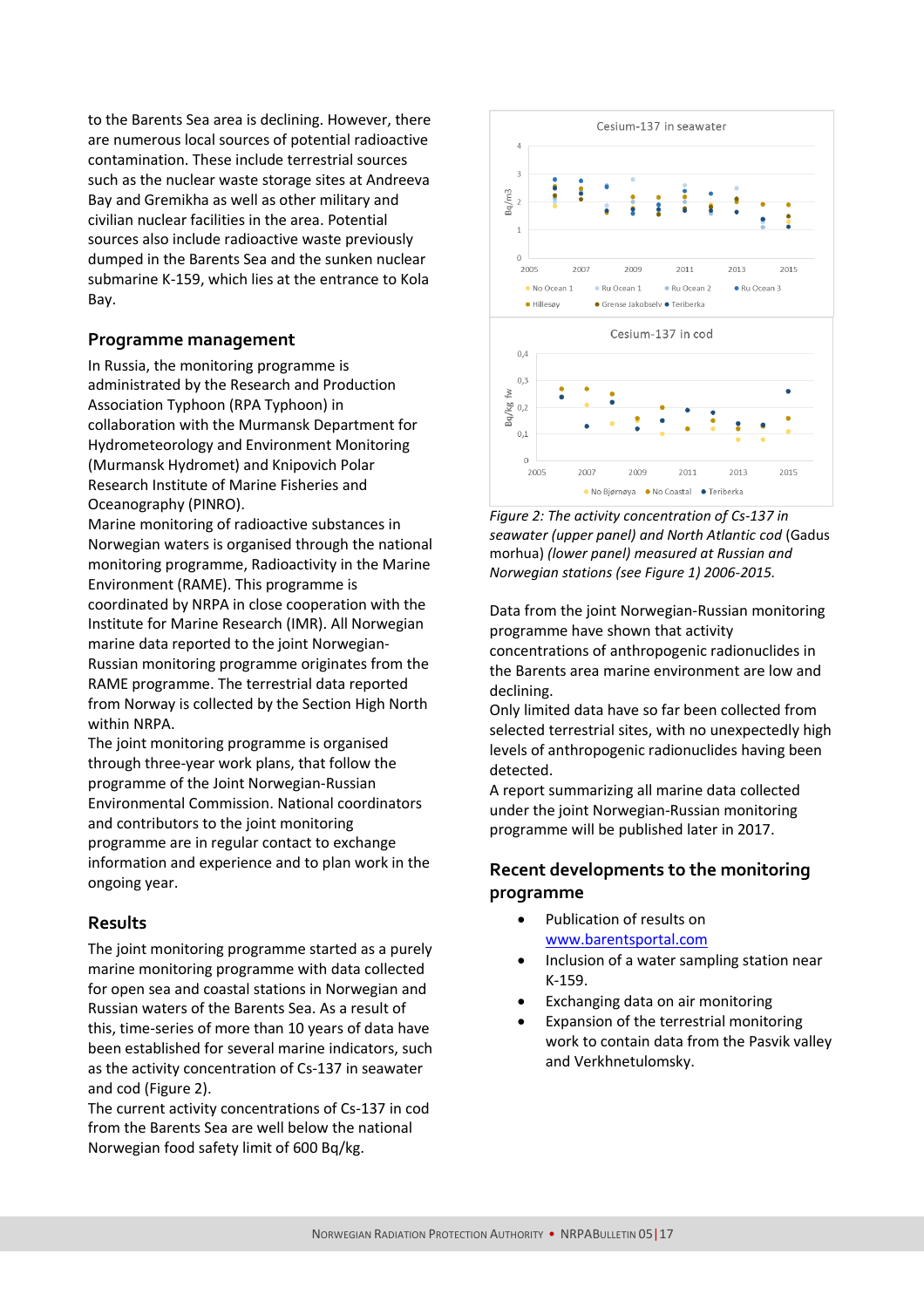to the Barents Sea area is declining. However, there are numerous local sources of potential radioactive contamination. These include terrestrial sources such as the nuclear waste storage sites at Andreeva Bay and Gremikha as well as other military and civilian nuclear facilities in the area. Potential sources also include radioactive waste previously dumped in the Barents Sea and the sunken nuclear submarine K-159, which lies at the entrance to Kola Bay.

## Programme management

In Russia, the monitoring programme is administrated by the Research and Production Association Typhoon (RPA Typhoon) in collaboration with the Murmansk Department for Hydrometeorology and Environment Monitoring (Murmansk Hydromet) and Knipovich Polar Research Institute of Marine Fisheries and Oceanography (PINRO).

Marine monitoring of radioactive substances in Norwegian waters is organised through the national monitoring programme, Radioactivity in the Marine Environment (RAME). This programme is coordinated by NRPA in close cooperation with the Institute for Marine Research (IMR). All Norwegian marine data reported to the joint Norwegian-Russian monitoring programme originates from the RAME programme. The terrestrial data reported from Norway is collected by the Section High North within NRPA.

The joint monitoring programme is organised through three-year work plans, that follow the programme of the Joint Norwegian-Russian Environmental Commission. National coordinators and contributors to the joint monitoring programme are in regular contact to exchange information and experience and to plan work in the ongoing year.

## Results

The joint monitoring programme started as a purely marine monitoring programme with data collected for open sea and coastal stations in Norwegian and Russian waters of the Barents Sea. As a result of this, time-series of more than 10 years of data have been established for several marine indicators, such as the activity concentration of Cs-137 in seawater and cod (Figure 2).

The current activity concentrations of Cs-137 in cod from the Barents Sea are well below the national Norwegian food safety limit of 600 Bq/kg.

Cesium-137 in seawater

Bq/m3

0 1 2 3 4

2005 2007 2009 2011 2013 2015

No Ocean 1 · Ru Ocean 1 · Ru Ocean 2 · Ru Ocean 3 · Hillesøy · Grense Jakobselv · Teriberka

Cesium-137 in cod

Bq/kg fw

0 0,1 0,2 0,3 0,4

2005 2007 2009 2011 2013 2015

No Bjørnøya · No Coastal · Teriberka

*Figure 2: The activity concentration of Cs-137 in seawater (upper panel) and North Atlantic cod* (Gadus morhua) *(lower panel) measured at Russian and Norwegian stations (see Figure 1) 2006-2015.*

Data from the joint Norwegian-Russian monitoring programme have shown that activity concentrations of anthropogenic radionuclides in the Barents area marine environment are low and declining.

Only limited data have so far been collected from selected terrestrial sites, with no unexpectedly high levels of anthropogenic radionuclides having been detected.

A report summarizing all marine data collected under the joint Norwegian-Russian monitoring programme will be published later in 2017.

## Recent developments to the monitoring programme

- Publication of results on www.barentsportal.com
- Inclusion of a water sampling station near K-159.
- Exchanging data on air monitoring
- Expansion of the terrestrial monitoring work to contain data from the Pasvik valley and Verkhnetulomsky.